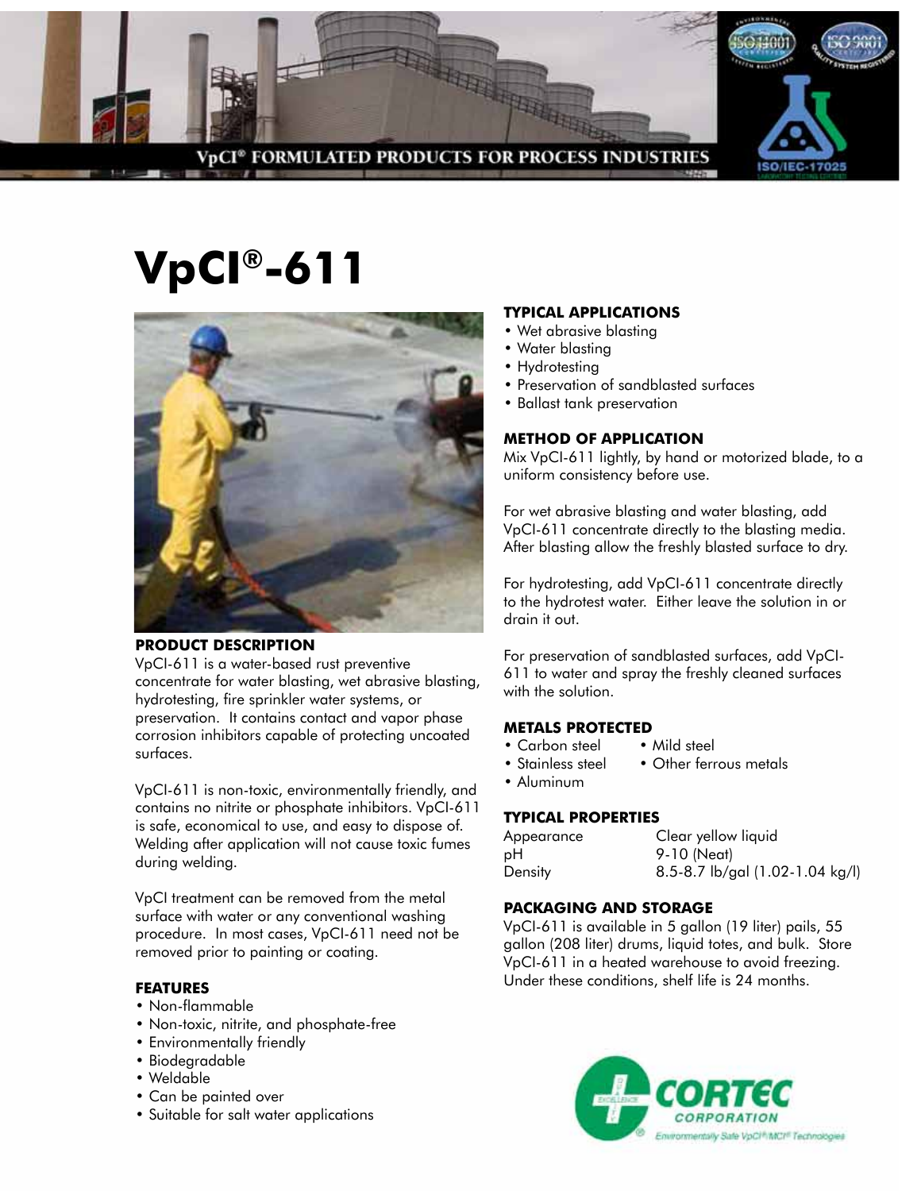VpCI® FORMULATED PRODUCTS FOR PROCESS INDUSTRIES

# VpCI®-611

## PRODUCT DESCRIPTION

VpCI-611 is a water-based rust preventive concentrate for water blasting, wet abrasive blasting, hydrotesting, fire sprinkler water systems, or preservation. It contains contact and vapor phase corrosion inhibitors capable of protecting uncoated surfaces.

VpCI-611 is non-toxic, environmentally friendly, and contains no nitrite or phosphate inhibitors. VpCI-611 is safe, economical to use, and easy to dispose of. Welding after application will not cause toxic fumes during welding.

VpCI treatment can be removed from the metal surface with water or any conventional washing procedure. In most cases, VpCI-611 need not be removed prior to painting or coating.

## FEATURES

- Non-flammable
- Non-toxic, nitrite, and phosphate-free
- Environmentally friendly
- Biodegradable
- Weldable
- Can be painted over
- Suitable for salt water applications

## TYPICAL APPLICATIONS

- Wet abrasive blasting
- Water blasting
- Hydrotesting
- Preservation of sandblasted surfaces
- Ballast tank preservation

## METHOD OF APPLICATION

Mix VpCI-611 lightly, by hand or motorized blade, to a uniform consistency before use.

For wet abrasive blasting and water blasting, add VpCI-611 concentrate directly to the blasting media. After blasting allow the freshly blasted surface to dry.

For hydrotesting, add VpCI-611 concentrate directly to the hydrotest water. Either leave the solution in or drain it out.

For preservation of sandblasted surfaces, add VpCI-611 to water and spray the freshly cleaned surfaces with the solution.

## METALS PROTECTED

- Carbon steel
- Mild steel
- Stainless steel
- Other ferrous metals
- Aluminum

## TYPICAL PROPERTIES

| | |
|---|---|
| Appearance | Clear yellow liquid |
| pH | 9-10 (Neat) |
| Density | 8.5-8.7 lb/gal (1.02-1.04 kg/l) |

## PACKAGING AND STORAGE

VpCI-611 is available in 5 gallon (19 liter) pails, 55 gallon (208 liter) drums, liquid totes, and bulk. Store VpCI-611 in a heated warehouse to avoid freezing. Under these conditions, shelf life is 24 months.

CORTEC CORPORATION
Environmentally Safe VpCI®/MCI® Technologies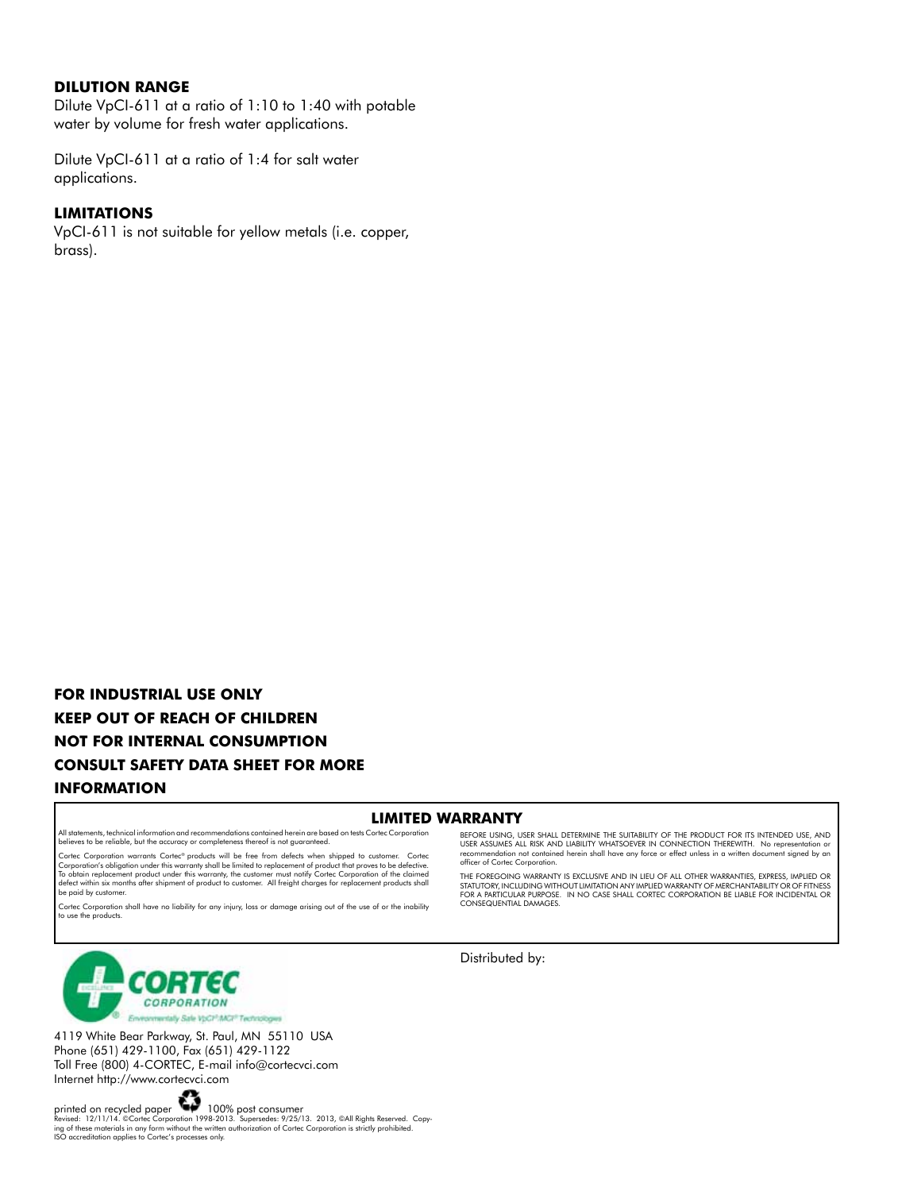## DILUTION RANGE

Dilute VpCI-611 at a ratio of 1:10 to 1:40 with potable water by volume for fresh water applications.

Dilute VpCI-611 at a ratio of 1:4 for salt water applications.

## LIMITATIONS

VpCI-611 is not suitable for yellow metals (i.e. copper, brass).

**FOR INDUSTRIAL USE ONLY**
**KEEP OUT OF REACH OF CHILDREN**
**NOT FOR INTERNAL CONSUMPTION**
**CONSULT SAFETY DATA SHEET FOR MORE INFORMATION**

## LIMITED WARRANTY

All statements, technical information and recommendations contained herein are based on tests Cortec Corporation believes to be reliable, but the accuracy or completeness thereof is not guaranteed.

Cortec Corporation warrants Cortec® products will be free from defects when shipped to customer. Cortec Corporation's obligation under this warranty shall be limited to replacement of product that proves to be defective. To obtain replacement product under this warranty, the customer must notify Cortec Corporation of the claimed defect within six months after shipment of product to customer. All freight charges for replacement products shall be paid by customer.

Cortec Corporation shall have no liability for any injury, loss or damage arising out of the use of or the inability to use the products.

BEFORE USING, USER SHALL DETERMINE THE SUITABILITY OF THE PRODUCT FOR ITS INTENDED USE, AND USER ASSUMES ALL RISK AND LIABILITY WHATSOEVER IN CONNECTION THEREWITH. No representation or recommendation not contained herein shall have any force or effect unless in a written document signed by an officer of Cortec Corporation.

THE FOREGOING WARRANTY IS EXCLUSIVE AND IN LIEU OF ALL OTHER WARRANTIES, EXPRESS, IMPLIED OR STATUTORY, INCLUDING WITHOUT LIMITATION ANY IMPLIED WARRANTY OF MERCHANTABILITY OR OF FITNESS FOR A PARTICULAR PURPOSE. IN NO CASE SHALL CORTEC CORPORATION BE LIABLE FOR INCIDENTAL OR CONSEQUENTIAL DAMAGES.

CORTEC CORPORATION
Environmentally Safe VpCI®/MCI® Technologies

4119 White Bear Parkway, St. Paul, MN 55110 USA
Phone (651) 429-1100, Fax (651) 429-1122
Toll Free (800) 4-CORTEC, E-mail info@cortecvci.com
Internet http://www.cortecvci.com

Distributed by:

printed on recycled paper 100% post consumer
Revised: 12/11/14. ©Cortec Corporation 1998-2013. Supersedes: 9/25/13. 2013, ©All Rights Reserved. Copying of these materials in any form without the written authorization of Cortec Corporation is strictly prohibited.
ISO accreditation applies to Cortec's processes only.